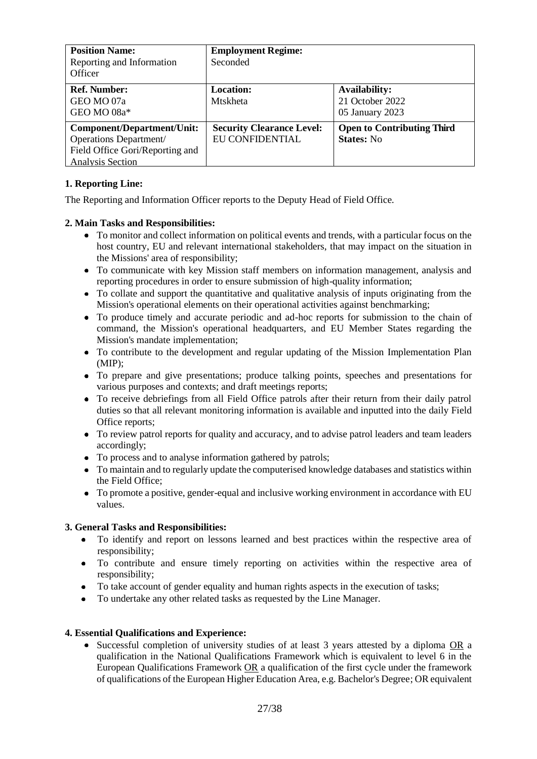| **Position Name:**<br>Reporting and Information Officer | **Employment Regime:**<br>Seconded | |
|---|---|---|
| **Ref. Number:**<br>GEO MO 07a<br>GEO MO 08a* | **Location:**<br>Mtskheta | **Availability:**<br>21 October 2022<br>05 January 2023 |
| **Component/Department/Unit:**<br>Operations Department/ Field Office Gori/Reporting and Analysis Section | **Security Clearance Level:**<br>EU CONFIDENTIAL | **Open to Contributing Third States:** No |

**1. Reporting Line:**

The Reporting and Information Officer reports to the Deputy Head of Field Office.

**2. Main Tasks and Responsibilities:**

- To monitor and collect information on political events and trends, with a particular focus on the host country, EU and relevant international stakeholders, that may impact on the situation in the Missions' area of responsibility;
- To communicate with key Mission staff members on information management, analysis and reporting procedures in order to ensure submission of high-quality information;
- To collate and support the quantitative and qualitative analysis of inputs originating from the Mission's operational elements on their operational activities against benchmarking;
- To produce timely and accurate periodic and ad-hoc reports for submission to the chain of command, the Mission's operational headquarters, and EU Member States regarding the Mission's mandate implementation;
- To contribute to the development and regular updating of the Mission Implementation Plan (MIP);
- To prepare and give presentations; produce talking points, speeches and presentations for various purposes and contexts; and draft meetings reports;
- To receive debriefings from all Field Office patrols after their return from their daily patrol duties so that all relevant monitoring information is available and inputted into the daily Field Office reports;
- To review patrol reports for quality and accuracy, and to advise patrol leaders and team leaders accordingly;
- To process and to analyse information gathered by patrols;
- To maintain and to regularly update the computerised knowledge databases and statistics within the Field Office;
- To promote a positive, gender-equal and inclusive working environment in accordance with EU values.

**3. General Tasks and Responsibilities:**

- To identify and report on lessons learned and best practices within the respective area of responsibility;
- To contribute and ensure timely reporting on activities within the respective area of responsibility;
- To take account of gender equality and human rights aspects in the execution of tasks;
- To undertake any other related tasks as requested by the Line Manager.

**4. Essential Qualifications and Experience:**

- Successful completion of university studies of at least 3 years attested by a diploma OR a qualification in the National Qualifications Framework which is equivalent to level 6 in the European Qualifications Framework OR a qualification of the first cycle under the framework of qualifications of the European Higher Education Area, e.g. Bachelor's Degree; OR equivalent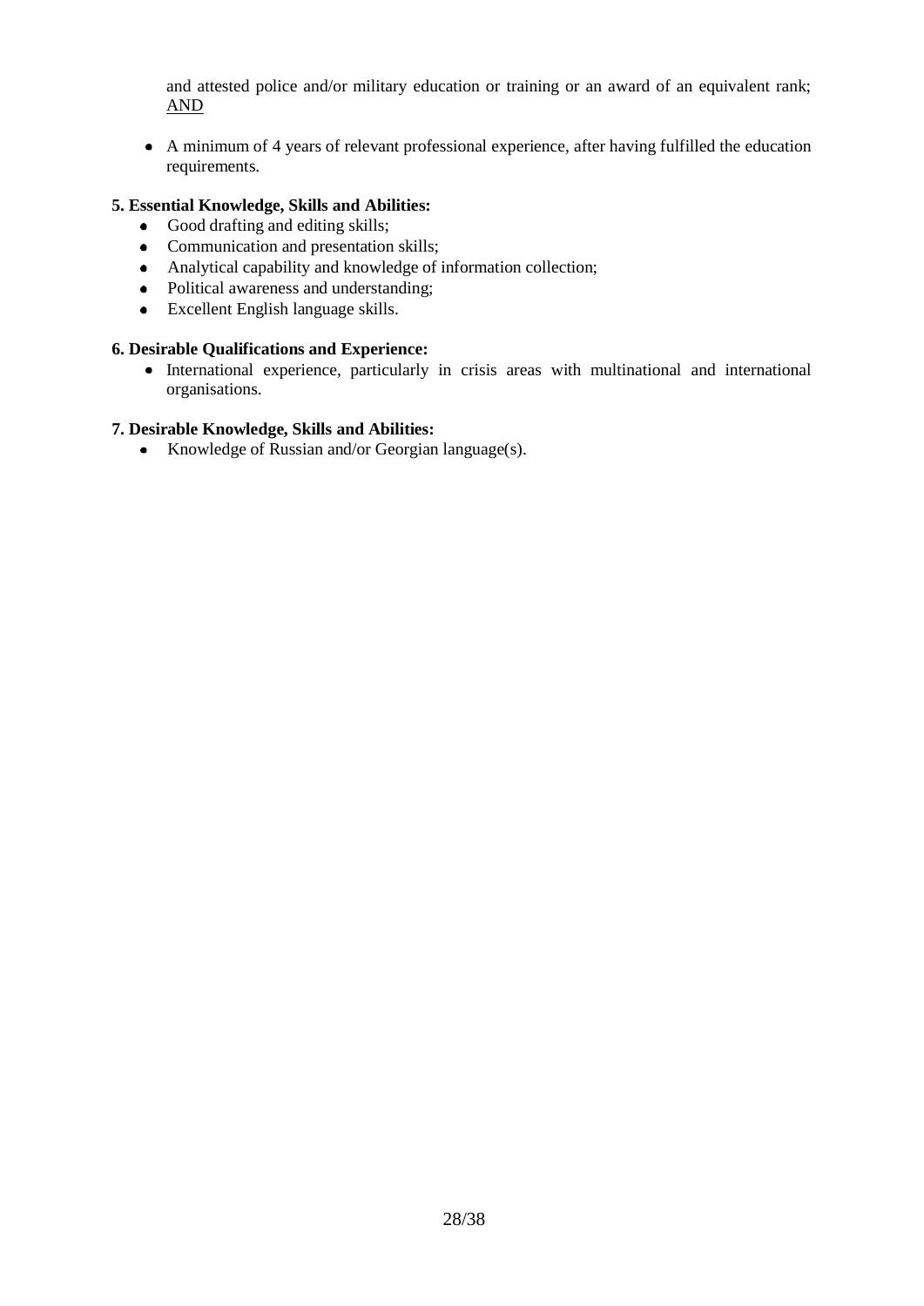and attested police and/or military education or training or an award of an equivalent rank; AND

- A minimum of 4 years of relevant professional experience, after having fulfilled the education requirements.

**5. Essential Knowledge, Skills and Abilities:**

- Good drafting and editing skills;
- Communication and presentation skills;
- Analytical capability and knowledge of information collection;
- Political awareness and understanding;
- Excellent English language skills.

**6. Desirable Qualifications and Experience:**

- International experience, particularly in crisis areas with multinational and international organisations.

**7. Desirable Knowledge, Skills and Abilities:**

- Knowledge of Russian and/or Georgian language(s).